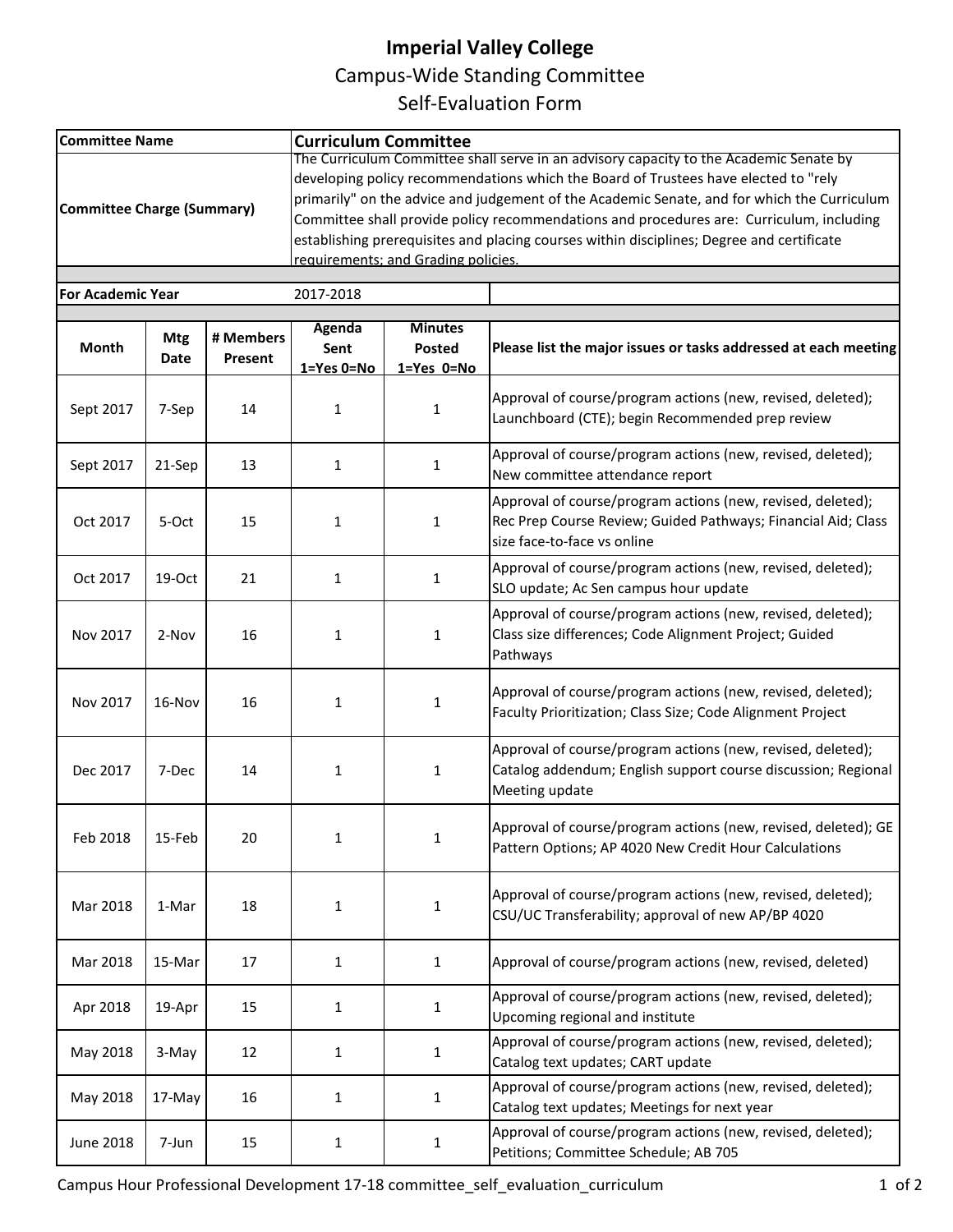# Imperial Valley College

## Campus-Wide Standing Committee

## Self-Evaluation Form

| **Committee Name** | **Curriculum Committee** |
|---|---|
| **Committee Charge (Summary)** | The Curriculum Committee shall serve in an advisory capacity to the Academic Senate by developing policy recommendations which the Board of Trustees have elected to "rely primarily" on the advice and judgement of the Academic Senate, and for which the Curriculum Committee shall provide policy recommendations and procedures are: Curriculum, including establishing prerequisites and placing courses within disciplines; Degree and certificate requirements; and Grading policies. |
| **For Academic Year** | 2017-2018 |

| Month | Mtg Date | # Members Present | Agenda Sent 1=Yes 0=No | Minutes Posted 1=Yes 0=No | Please list the major issues or tasks addressed at each meeting |
|---|---|---|---|---|---|
| Sept 2017 | 7-Sep | 14 | 1 | 1 | Approval of course/program actions (new, revised, deleted); Launchboard (CTE); begin Recommended prep review |
| Sept 2017 | 21-Sep | 13 | 1 | 1 | Approval of course/program actions (new, revised, deleted); New committee attendance report |
| Oct 2017 | 5-Oct | 15 | 1 | 1 | Approval of course/program actions (new, revised, deleted); Rec Prep Course Review; Guided Pathways; Financial Aid; Class size face-to-face vs online |
| Oct 2017 | 19-Oct | 21 | 1 | 1 | Approval of course/program actions (new, revised, deleted); SLO update; Ac Sen campus hour update |
| Nov 2017 | 2-Nov | 16 | 1 | 1 | Approval of course/program actions (new, revised, deleted); Class size differences; Code Alignment Project; Guided Pathways |
| Nov 2017 | 16-Nov | 16 | 1 | 1 | Approval of course/program actions (new, revised, deleted); Faculty Prioritization; Class Size; Code Alignment Project |
| Dec 2017 | 7-Dec | 14 | 1 | 1 | Approval of course/program actions (new, revised, deleted); Catalog addendum; English support course discussion; Regional Meeting update |
| Feb 2018 | 15-Feb | 20 | 1 | 1 | Approval of course/program actions (new, revised, deleted); GE Pattern Options; AP 4020 New Credit Hour Calculations |
| Mar 2018 | 1-Mar | 18 | 1 | 1 | Approval of course/program actions (new, revised, deleted); CSU/UC Transferability; approval of new AP/BP 4020 |
| Mar 2018 | 15-Mar | 17 | 1 | 1 | Approval of course/program actions (new, revised, deleted) |
| Apr 2018 | 19-Apr | 15 | 1 | 1 | Approval of course/program actions (new, revised, deleted); Upcoming regional and institute |
| May 2018 | 3-May | 12 | 1 | 1 | Approval of course/program actions (new, revised, deleted); Catalog text updates; CART update |
| May 2018 | 17-May | 16 | 1 | 1 | Approval of course/program actions (new, revised, deleted); Catalog text updates; Meetings for next year |
| June 2018 | 7-Jun | 15 | 1 | 1 | Approval of course/program actions (new, revised, deleted); Petitions; Committee Schedule; AB 705 |

Campus Hour Professional Development 17-18 committee_self_evaluation_curriculum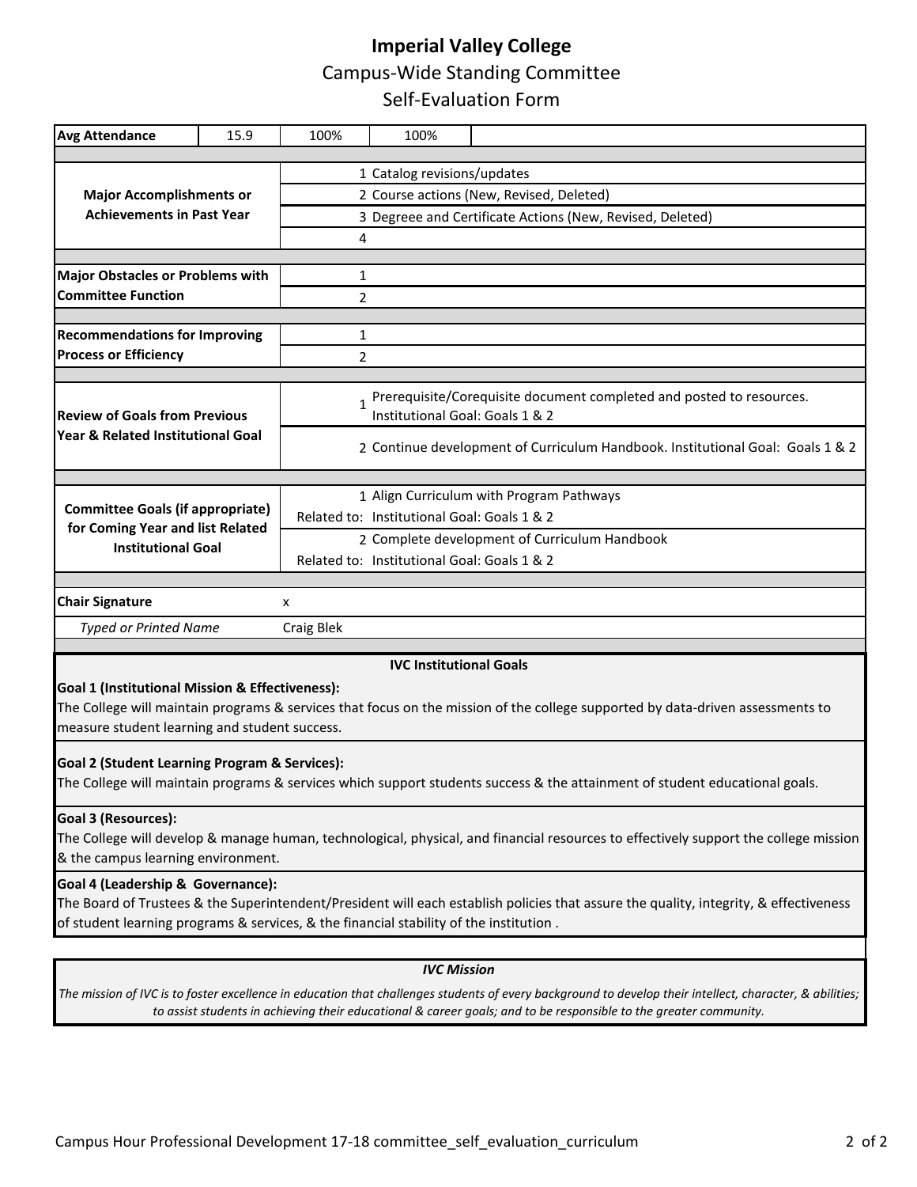# Imperial Valley College

## Campus-Wide Standing Committee

## Self-Evaluation Form

| | | | | |
|---|---|---|---|---|
| **Avg Attendance** | 15.9 | 100% | 100% | |

| | |
|---|---|
| **Major Accomplishments or Achievements in Past Year** | 1 Catalog revisions/updates |
| | 2 Course actions (New, Revised, Deleted) |
| | 3 Degreee and Certificate Actions (New, Revised, Deleted) |
| | 4 |
| **Major Obstacles or Problems with Committee Function** | 1 |
| | 2 |
| **Recommendations for Improving Process or Efficiency** | 1 |
| | 2 |
| **Review of Goals from Previous Year & Related Institutional Goal** | 1 Prerequisite/Corequisite document completed and posted to resources. Institutional Goal: Goals 1 & 2 |
| | 2 Continue development of Curriculum Handbook. Institutional Goal: Goals 1 & 2 |
| **Committee Goals (if appropriate) for Coming Year and list Related Institutional Goal** | 1 Align Curriculum with Program Pathways<br>Related to: Institutional Goal: Goals 1 & 2 |
| | 2 Complete development of Curriculum Handbook<br>Related to: Institutional Goal: Goals 1 & 2 |
| **Chair Signature** | x |
| *Typed or Printed Name* | Craig Blek |

### IVC Institutional Goals

**Goal 1 (Institutional Mission & Effectiveness):**
The College will maintain programs & services that focus on the mission of the college supported by data-driven assessments to measure student learning and student success.

**Goal 2 (Student Learning Program & Services):**
The College will maintain programs & services which support students success & the attainment of student educational goals.

**Goal 3 (Resources):**
The College will develop & manage human, technological, physical, and financial resources to effectively support the college mission & the campus learning environment.

**Goal 4 (Leadership & Governance):**
The Board of Trustees & the Superintendent/President will each establish policies that assure the quality, integrity, & effectiveness of student learning programs & services, & the financial stability of the institution .

### *IVC Mission*

*The mission of IVC is to foster excellence in education that challenges students of every background to develop their intellect, character, & abilities; to assist students in achieving their educational & career goals; and to be responsible to the greater community.*